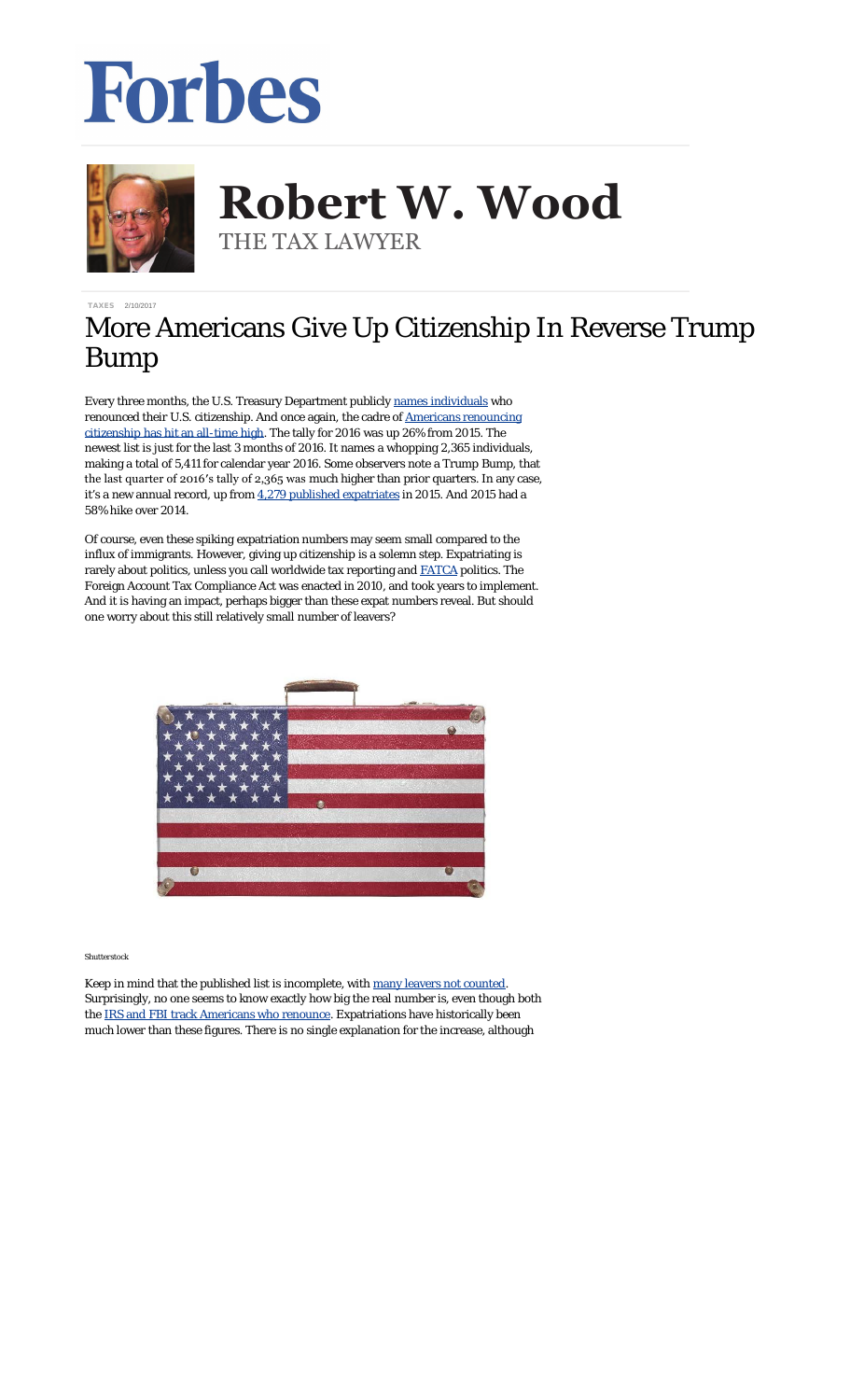# Forbes

**Robert W. Wood**
THE TAX LAWYER

TAXES 2/10/2017

# More Americans Give Up Citizenship In Reverse Trump Bump

Every three months, the U.S. Treasury Department publicly names individuals who renounced their U.S. citizenship. And once again, the cadre of Americans renouncing citizenship has hit an all-time high. The tally for 2016 was up 26% from 2015. The newest list is just for the last 3 months of 2016. It names a whopping 2,365 individuals, making a total of 5,411 for calendar year 2016. Some observers note a Trump Bump, that the last quarter of 2016's tally of 2,365 was much higher than prior quarters. In any case, it's a new annual record, up from 4,279 published expatriates in 2015. And 2015 had a 58% hike over 2014.

Of course, even these spiking expatriation numbers may seem small compared to the influx of immigrants. However, giving up citizenship is a solemn step. Expatriating is rarely about politics, unless you call worldwide tax reporting and FATCA politics. The Foreign Account Tax Compliance Act was enacted in 2010, and took years to implement. And it is having an impact, perhaps bigger than these expat numbers reveal. But should one worry about this still relatively small number of leavers?

Shutterstock

Keep in mind that the published list is incomplete, with many leavers not counted. Surprisingly, no one seems to know exactly how big the real number is, even though both the IRS and FBI track Americans who renounce. Expatriations have historically been much lower than these figures. There is no single explanation for the increase, although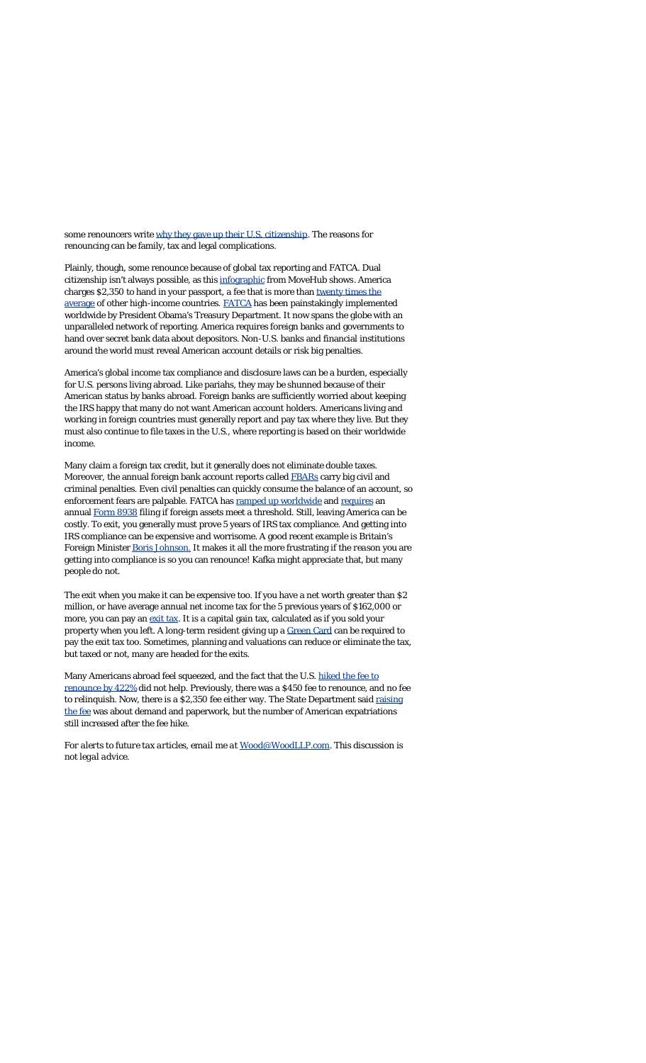some renouncers write why they gave up their U.S. citizenship. The reasons for renouncing can be family, tax and legal complications.

Plainly, though, some renounce because of global tax reporting and FATCA. Dual citizenship isn't always possible, as this infographic from MoveHub shows. America charges $2,350 to hand in your passport, a fee that is more than twenty times the average of other high-income countries. FATCA has been painstakingly implemented worldwide by President Obama's Treasury Department. It now spans the globe with an unparalleled network of reporting. America requires foreign banks and governments to hand over secret bank data about depositors. Non-U.S. banks and financial institutions around the world must reveal American account details or risk big penalties.

America's global income tax compliance and disclosure laws can be a burden, especially for U.S. persons living abroad. Like pariahs, they may be shunned because of their American status by banks abroad. Foreign banks are sufficiently worried about keeping the IRS happy that many do not want American account holders. Americans living and working in foreign countries must generally report and pay tax where they live. But they must also continue to file taxes in the U.S., where reporting is based on their worldwide income.

Many claim a foreign tax credit, but it generally does not eliminate double taxes. Moreover, the annual foreign bank account reports called FBARs carry big civil and criminal penalties. Even civil penalties can quickly consume the balance of an account, so enforcement fears are palpable. FATCA has ramped up worldwide and requires an annual Form 8938 filing if foreign assets meet a threshold. Still, leaving America can be costly. To exit, you generally must prove 5 years of IRS tax compliance. And getting into IRS compliance can be expensive and worrisome. A good recent example is Britain's Foreign Minister Boris Johnson. It makes it all the more frustrating if the reason you are getting into compliance is so you can renounce! Kafka might appreciate that, but many people do not.

The exit when you make it can be expensive too. If you have a net worth greater than $2 million, or have average annual net income tax for the 5 previous years of $162,000 or more, you can pay an exit tax. It is a capital gain tax, calculated as if you sold your property when you left. A long-term resident giving up a Green Card can be required to pay the exit tax too. Sometimes, planning and valuations can reduce or eliminate the tax, but taxed or not, many are headed for the exits.

Many Americans abroad feel squeezed, and the fact that the U.S. hiked the fee to renounce by 422% did not help. Previously, there was a $450 fee to renounce, and no fee to relinquish. Now, there is a $2,350 fee either way. The State Department said raising the fee was about demand and paperwork, but the number of American expatriations still increased after the fee hike.

*For alerts to future tax articles, email me at* Wood@WoodLLP.com. *This discussion is not legal advice.*